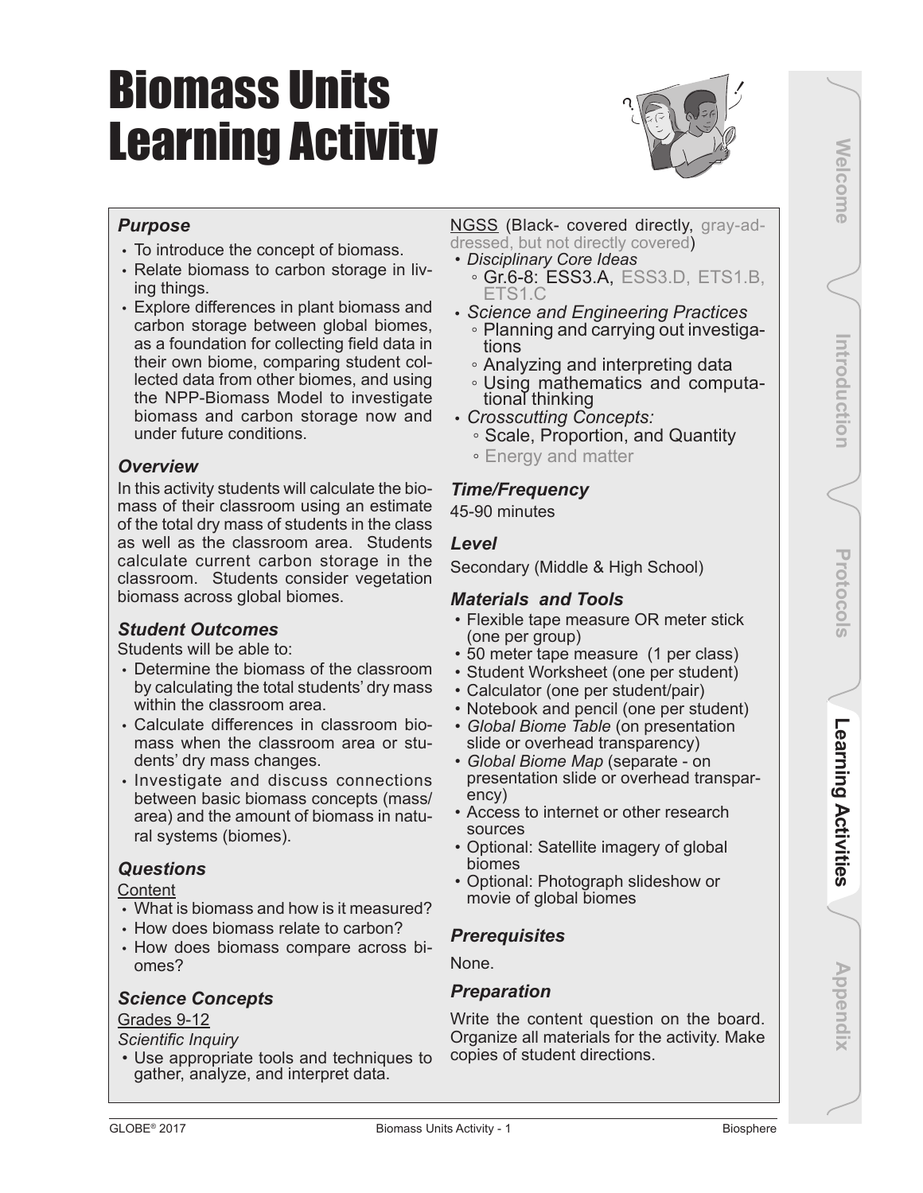# Biomass Units Learning Activity

### *Purpose*

- To introduce the concept of biomass.
- Relate biomass to carbon storage in living things.
- Explore differences in plant biomass and carbon storage between global biomes, as a foundation for collecting field data in their own biome, comparing student collected data from other biomes, and using the NPP-Biomass Model to investigate biomass and carbon storage now and under future conditions.

### *Overview*

In this activity students will calculate the biomass of their classroom using an estimate of the total dry mass of students in the class as well as the classroom area. Students calculate current carbon storage in the classroom. Students consider vegetation biomass across global biomes.

### *Student Outcomes*

Students will be able to:

- Determine the biomass of the classroom by calculating the total students' dry mass within the classroom area.
- Calculate differences in classroom biomass when the classroom area or students' dry mass changes.
- Investigate and discuss connections between basic biomass concepts (mass/area) and the amount of biomass in natural systems (biomes).

### *Questions*

Content

- What is biomass and how is it measured?
- How does biomass relate to carbon?
- How does biomass compare across biomes?

### *Science Concepts*

Grades 9-12

*Scientific Inquiry*

- Use appropriate tools and techniques to gather, analyze, and interpret data.

NGSS (Black- covered directly, gray-addressed, but not directly covered)

- *Disciplinary Core Ideas*
  - Gr.6-8: ESS3.A, ESS3.D, ETS1.B, ETS1.C
- *Science and Engineering Practices*
  - Planning and carrying out investigations
  - Analyzing and interpreting data
  - Using mathematics and computational thinking
- *Crosscutting Concepts:*
  - Scale, Proportion, and Quantity
  - Energy and matter

### *Time/Frequency*

45-90 minutes

### *Level*

Secondary (Middle & High School)

### *Materials and Tools*

- Flexible tape measure OR meter stick (one per group)
- 50 meter tape measure (1 per class)
- Student Worksheet (one per student)
- Calculator (one per student/pair)
- Notebook and pencil (one per student)
- *Global Biome Table* (on presentation slide or overhead transparency)
- *Global Biome Map* (separate - on presentation slide or overhead transparency)
- Access to internet or other research sources
- Optional: Satellite imagery of global biomes
- Optional: Photograph slideshow or movie of global biomes

### *Prerequisites*

None.

### *Preparation*

Write the content question on the board. Organize all materials for the activity. Make copies of student directions.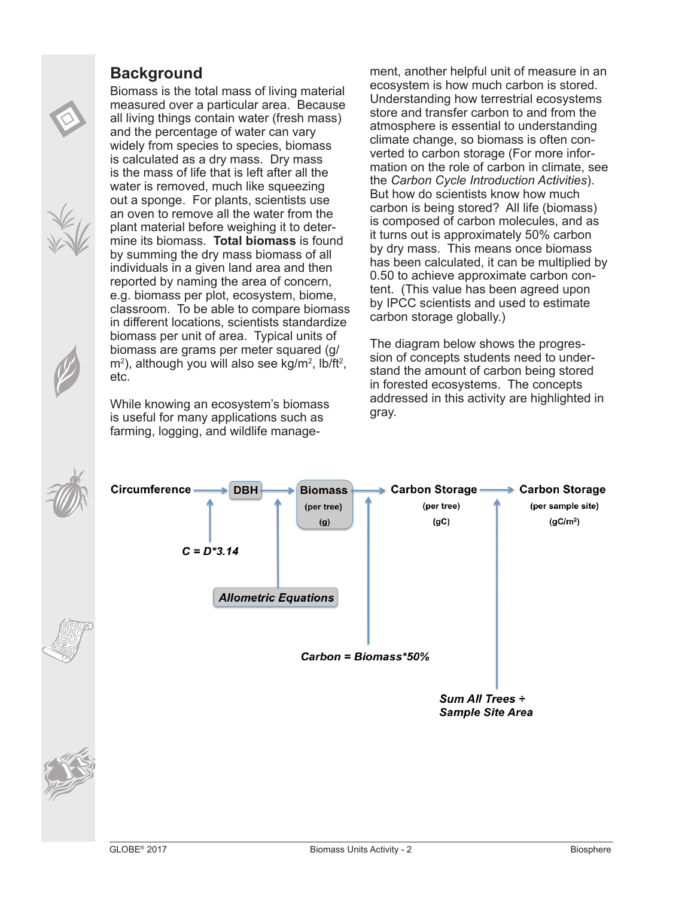## Background

Biomass is the total mass of living material measured over a particular area. Because all living things contain water (fresh mass) and the percentage of water can vary widely from species to species, biomass is calculated as a dry mass. Dry mass is the mass of life that is left after all the water is removed, much like squeezing out a sponge. For plants, scientists use an oven to remove all the water from the plant material before weighing it to determine its biomass. **Total biomass** is found by summing the dry mass biomass of all individuals in a given land area and then reported by naming the area of concern, e.g. biomass per plot, ecosystem, biome, classroom. To be able to compare biomass in different locations, scientists standardize biomass per unit of area. Typical units of biomass are grams per meter squared ($g/m^2$), although you will also see $kg/m^2$, $lb/ft^2$, etc.

While knowing an ecosystem's biomass is useful for many applications such as farming, logging, and wildlife management, another helpful unit of measure in an ecosystem is how much carbon is stored. Understanding how terrestrial ecosystems store and transfer carbon to and from the atmosphere is essential to understanding climate change, so biomass is often converted to carbon storage (For more information on the role of carbon in climate, see the *Carbon Cycle Introduction Activities*). But how do scientists know how much carbon is being stored? All life (biomass) is composed of carbon molecules, and as it turns out is approximately 50% carbon by dry mass. This means once biomass has been calculated, it can be multiplied by 0.50 to achieve approximate carbon content. (This value has been agreed upon by IPCC scientists and used to estimate carbon storage globally.)

The diagram below shows the progression of concepts students need to understand the amount of carbon being stored in forested ecosystems. The concepts addressed in this activity are highlighted in gray.

**Circumference** → **DBH** → **Biomass (per tree) (g)** → **Carbon Storage (per tree) (gC)** → **Carbon Storage (per sample site) ($gC/m^2$)**

- Circumference → DBH: ***C = D*3.14***
- DBH → Biomass: ***Allometric Equations***
- Biomass → Carbon Storage (per tree): ***Carbon = Biomass*50%***
- Carbon Storage (per tree) → Carbon Storage (per sample site): ***Sum All Trees ÷ Sample Site Area***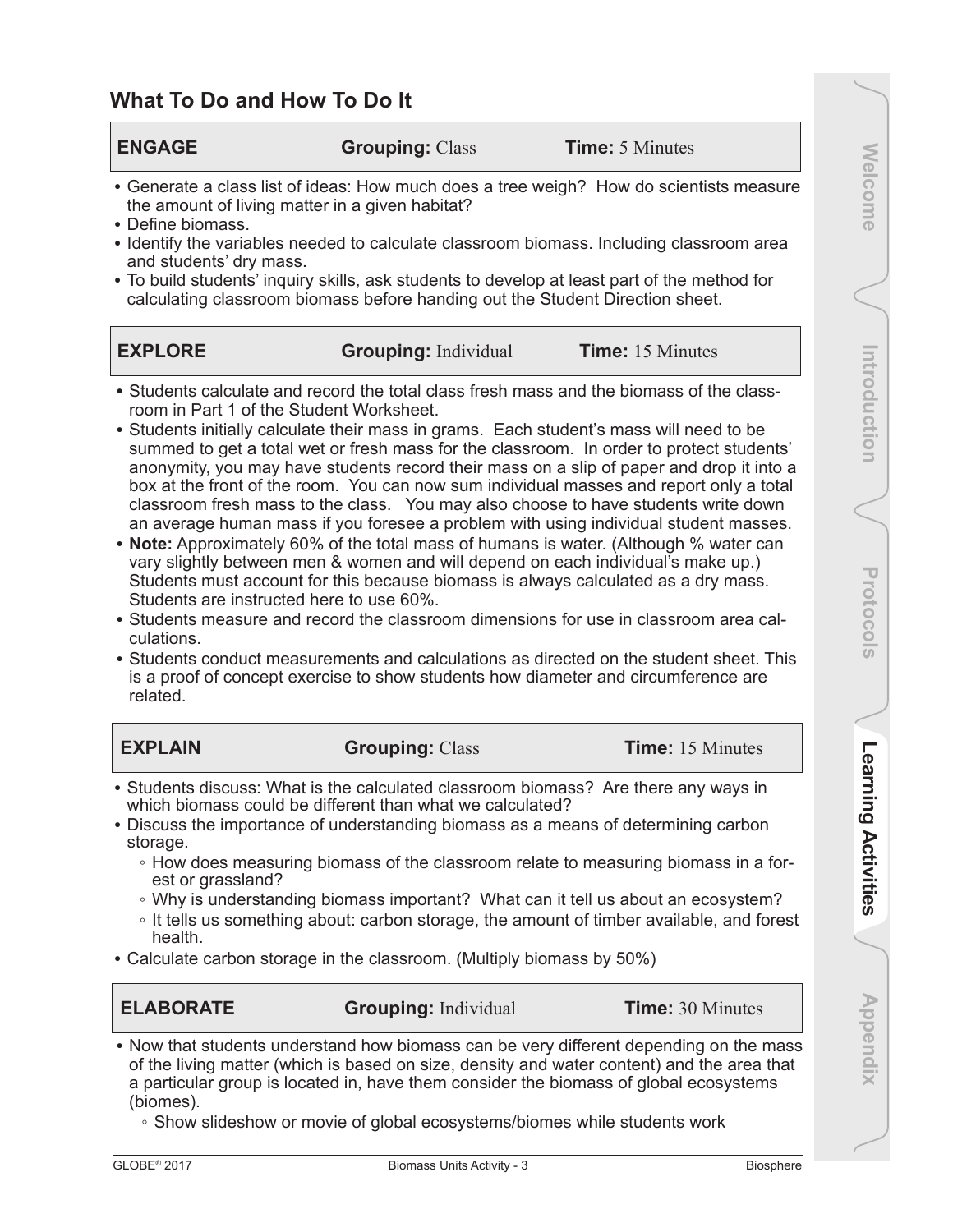## What To Do and How To Do It

| ENGAGE | Grouping: Class | Time: 5 Minutes |
|---|---|---|

- Generate a class list of ideas: How much does a tree weigh? How do scientists measure the amount of living matter in a given habitat?
- Define biomass.
- Identify the variables needed to calculate classroom biomass. Including classroom area and students' dry mass.
- To build students' inquiry skills, ask students to develop at least part of the method for calculating classroom biomass before handing out the Student Direction sheet.

| EXPLORE | Grouping: Individual | Time: 15 Minutes |
|---|---|---|

- Students calculate and record the total class fresh mass and the biomass of the classroom in Part 1 of the Student Worksheet.
- Students initially calculate their mass in grams. Each student's mass will need to be summed to get a total wet or fresh mass for the classroom. In order to protect students' anonymity, you may have students record their mass on a slip of paper and drop it into a box at the front of the room. You can now sum individual masses and report only a total classroom fresh mass to the class. You may also choose to have students write down an average human mass if you foresee a problem with using individual student masses.
- **Note:** Approximately 60% of the total mass of humans is water. (Although % water can vary slightly between men & women and will depend on each individual's make up.) Students must account for this because biomass is always calculated as a dry mass. Students are instructed here to use 60%.
- Students measure and record the classroom dimensions for use in classroom area calculations.
- Students conduct measurements and calculations as directed on the student sheet. This is a proof of concept exercise to show students how diameter and circumference are related.

| EXPLAIN | Grouping: Class | Time: 15 Minutes |
|---|---|---|

- Students discuss: What is the calculated classroom biomass? Are there any ways in which biomass could be different than what we calculated?
- Discuss the importance of understanding biomass as a means of determining carbon storage.
  - How does measuring biomass of the classroom relate to measuring biomass in a forest or grassland?
  - Why is understanding biomass important? What can it tell us about an ecosystem?
  - It tells us something about: carbon storage, the amount of timber available, and forest health.
- Calculate carbon storage in the classroom. (Multiply biomass by 50%)

| ELABORATE | Grouping: Individual | Time: 30 Minutes |
|---|---|---|

- Now that students understand how biomass can be very different depending on the mass of the living matter (which is based on size, density and water content) and the area that a particular group is located in, have them consider the biomass of global ecosystems (biomes).
  - Show slideshow or movie of global ecosystems/biomes while students work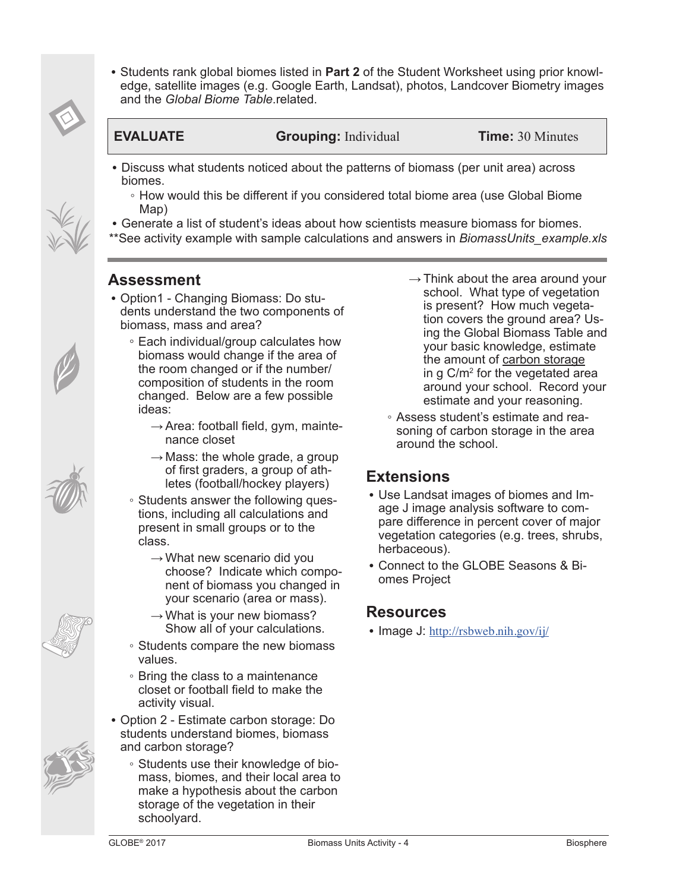- Students rank global biomes listed in **Part 2** of the Student Worksheet using prior knowledge, satellite images (e.g. Google Earth, Landsat), photos, Landcover Biometry images and the *Global Biome Table*.related.

| **EVALUATE** | **Grouping:** Individual | **Time:** 30 Minutes |
|---|---|---|

- Discuss what students noticed about the patterns of biomass (per unit area) across biomes.
  - How would this be different if you considered total biome area (use Global Biome Map)
- Generate a list of student's ideas about how scientists measure biomass for biomes.

**See activity example with sample calculations and answers in *BiomassUnits_example.xls*

## Assessment

- Option1 - Changing Biomass: Do students understand the two components of biomass, mass and area?
  - Each individual/group calculates how biomass would change if the area of the room changed or if the number/composition of students in the room changed. Below are a few possible ideas:
    - → Area: football field, gym, maintenance closet
    - → Mass: the whole grade, a group of first graders, a group of athletes (football/hockey players)
  - Students answer the following questions, including all calculations and present in small groups or to the class.
    - → What new scenario did you choose? Indicate which component of biomass you changed in your scenario (area or mass).
    - → What is your new biomass? Show all of your calculations.
  - Students compare the new biomass values.
  - Bring the class to a maintenance closet or football field to make the activity visual.
- Option 2 - Estimate carbon storage: Do students understand biomes, biomass and carbon storage?
  - Students use their knowledge of biomass, biomes, and their local area to make a hypothesis about the carbon storage of the vegetation in their schoolyard.
    - → Think about the area around your school. What type of vegetation is present? How much vegetation covers the ground area? Using the Global Biomass Table and your basic knowledge, estimate the amount of carbon storage in g C/$m^2$ for the vegetated area around your school. Record your estimate and your reasoning.
  - Assess student's estimate and reasoning of carbon storage in the area around the school.

## Extensions

- Use Landsat images of biomes and Image J image analysis software to compare difference in percent cover of major vegetation categories (e.g. trees, shrubs, herbaceous).
- Connect to the GLOBE Seasons & Biomes Project

## Resources

- Image J: http://rsbweb.nih.gov/ij/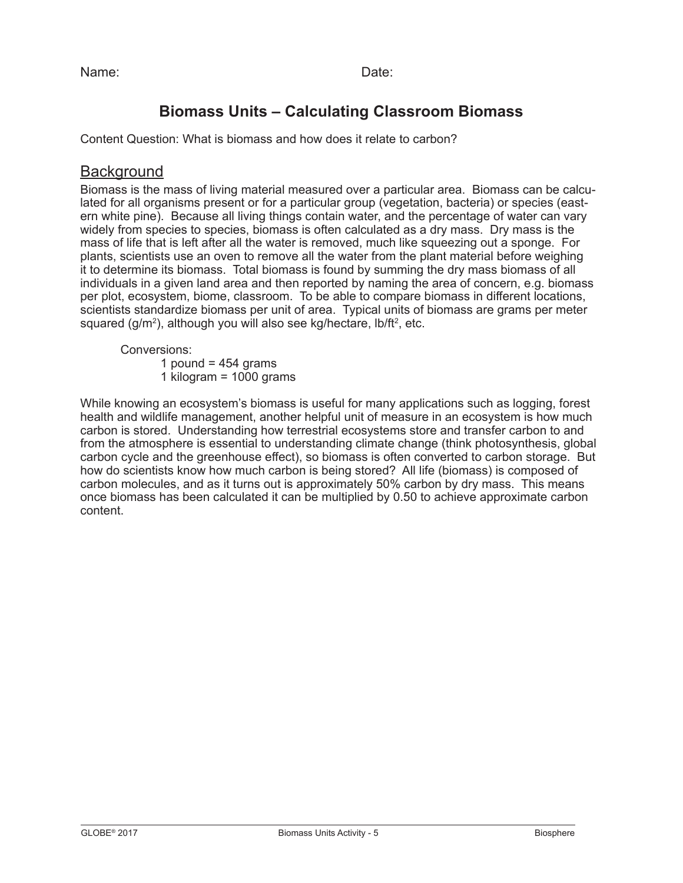Name: Date:

# Biomass Units – Calculating Classroom Biomass

Content Question: What is biomass and how does it relate to carbon?

## Background

Biomass is the mass of living material measured over a particular area. Biomass can be calculated for all organisms present or for a particular group (vegetation, bacteria) or species (eastern white pine). Because all living things contain water, and the percentage of water can vary widely from species to species, biomass is often calculated as a dry mass. Dry mass is the mass of life that is left after all the water is removed, much like squeezing out a sponge. For plants, scientists use an oven to remove all the water from the plant material before weighing it to determine its biomass. Total biomass is found by summing the dry mass biomass of all individuals in a given land area and then reported by naming the area of concern, e.g. biomass per plot, ecosystem, biome, classroom. To be able to compare biomass in different locations, scientists standardize biomass per unit of area. Typical units of biomass are grams per meter squared ($g/m^2$), although you will also see kg/hectare, $lb/ft^2$, etc.

Conversions:

- 1 pound = 454 grams
- 1 kilogram = 1000 grams

While knowing an ecosystem's biomass is useful for many applications such as logging, forest health and wildlife management, another helpful unit of measure in an ecosystem is how much carbon is stored. Understanding how terrestrial ecosystems store and transfer carbon to and from the atmosphere is essential to understanding climate change (think photosynthesis, global carbon cycle and the greenhouse effect), so biomass is often converted to carbon storage. But how do scientists know how much carbon is being stored? All life (biomass) is composed of carbon molecules, and as it turns out is approximately 50% carbon by dry mass. This means once biomass has been calculated it can be multiplied by 0.50 to achieve approximate carbon content.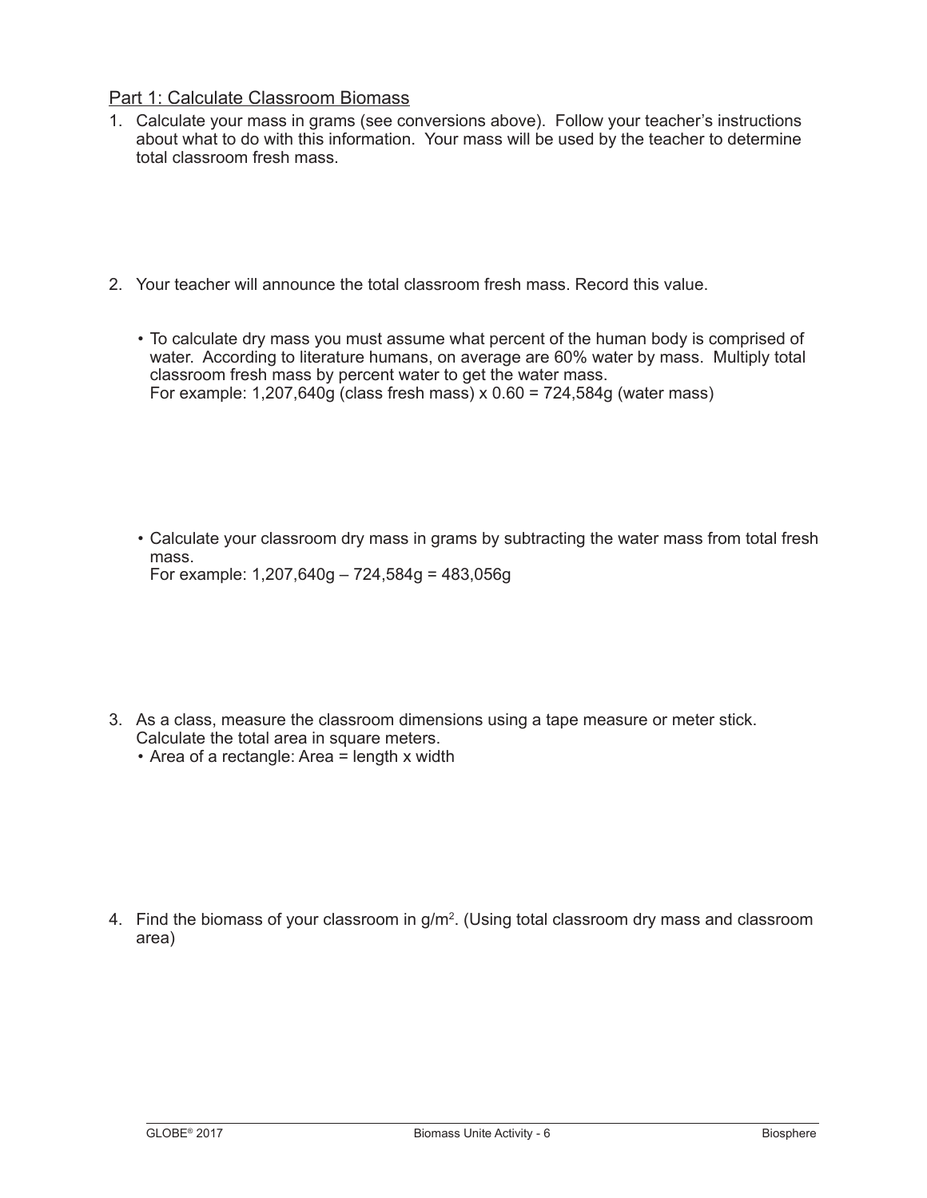## Part 1: Calculate Classroom Biomass

1. Calculate your mass in grams (see conversions above). Follow your teacher's instructions about what to do with this information. Your mass will be used by the teacher to determine total classroom fresh mass.

2. Your teacher will announce the total classroom fresh mass. Record this value.

   - To calculate dry mass you must assume what percent of the human body is comprised of water. According to literature humans, on average are 60% water by mass. Multiply total classroom fresh mass by percent water to get the water mass.
     For example: 1,207,640g (class fresh mass) x 0.60 = 724,584g (water mass)

   - Calculate your classroom dry mass in grams by subtracting the water mass from total fresh mass.
     For example: 1,207,640g – 724,584g = 483,056g

3. As a class, measure the classroom dimensions using a tape measure or meter stick. Calculate the total area in square meters.
   - Area of a rectangle: Area = length x width

4. Find the biomass of your classroom in $g/m^2$. (Using total classroom dry mass and classroom area)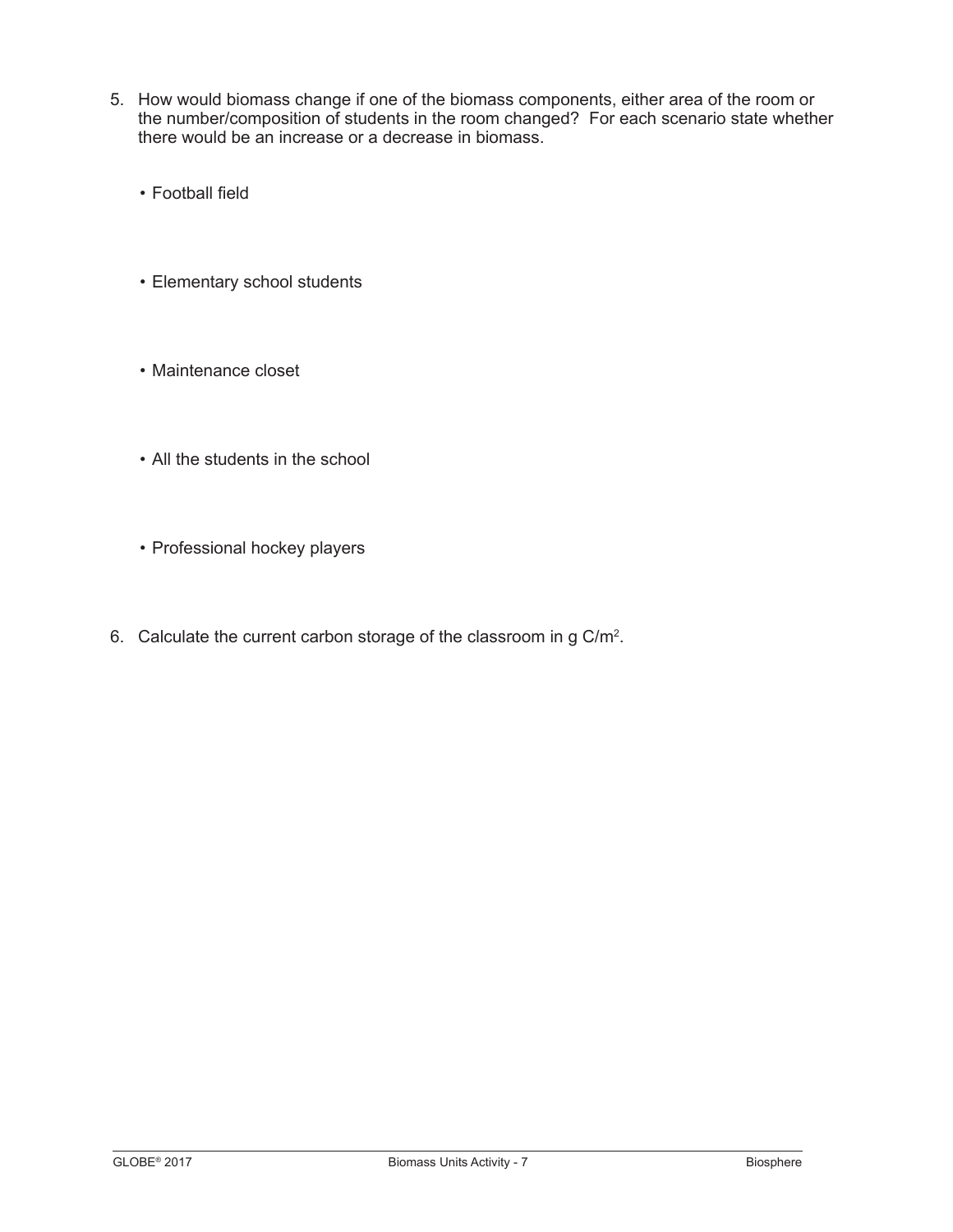5. How would biomass change if one of the biomass components, either area of the room or the number/composition of students in the room changed? For each scenario state whether there would be an increase or a decrease in biomass.

   - Football field

   - Elementary school students

   - Maintenance closet

   - All the students in the school

   - Professional hockey players

6. Calculate the current carbon storage of the classroom in g $C/m^2$.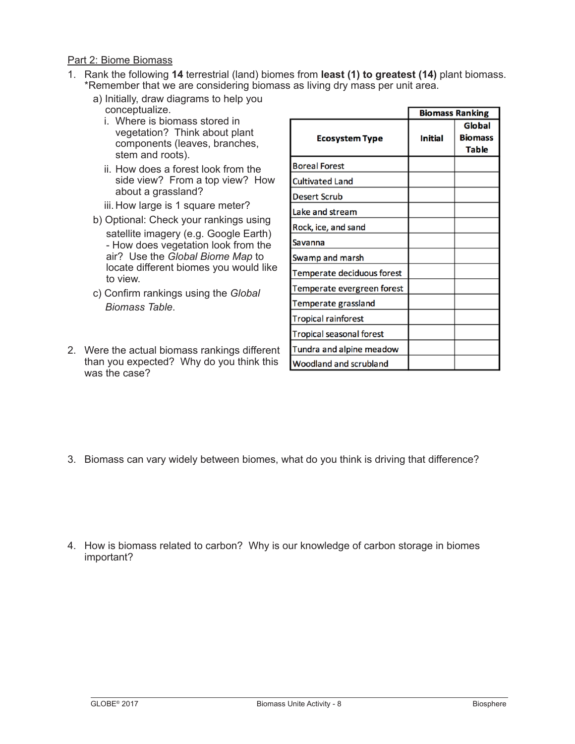Part 2: Biome Biomass

1. Rank the following **14** terrestrial (land) biomes from **least (1) to greatest (14)** plant biomass. *Remember that we are considering biomass as living dry mass per unit area.
   a) Initially, draw diagrams to help you conceptualize.
      i. Where is biomass stored in vegetation? Think about plant components (leaves, branches, stem and roots).
      ii. How does a forest look from the side view? From a top view? How about a grassland?
      iii. How large is 1 square meter?
   b) Optional: Check your rankings using satellite imagery (e.g. Google Earth) - How does vegetation look from the air? Use the *Global Biome Map* to locate different biomes you would like to view.
   c) Confirm rankings using the *Global Biomass Table*.

| Ecosystem Type | Biomass Ranking | |
|---|---|---|
| | **Initial** | **Global Biomass Table** |
| Boreal Forest | | |
| Cultivated Land | | |
| Desert Scrub | | |
| Lake and stream | | |
| Rock, ice, and sand | | |
| Savanna | | |
| Swamp and marsh | | |
| Temperate deciduous forest | | |
| Temperate evergreen forest | | |
| Temperate grassland | | |
| Tropical rainforest | | |
| Tropical seasonal forest | | |
| Tundra and alpine meadow | | |
| Woodland and scrubland | | |

2. Were the actual biomass rankings different than you expected? Why do you think this was the case?

3. Biomass can vary widely between biomes, what do you think is driving that difference?

4. How is biomass related to carbon? Why is our knowledge of carbon storage in biomes important?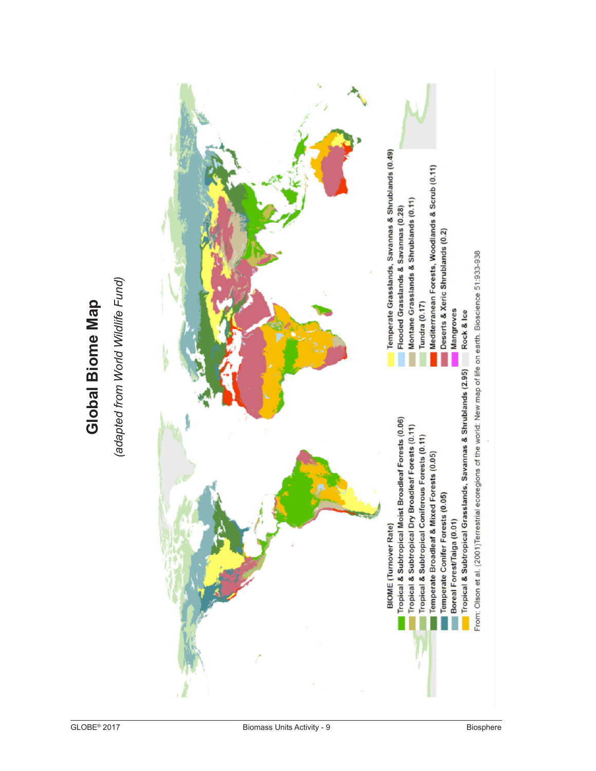# Global Biome Map

*(adapted from World Wildlife Fund)*

**BIOME (Turnover Rate)**

- Tropical & Subtropical Moist Broadleaf Forests (0.06)
- Tropical & Subtropical Dry Broadleaf Forests (0.11)
- Tropical & Subtropical Coniferous Forests (0.11)
- Temperate Broadleaf & Mixed Forests (0.05)
- Temperate Conifer Forests (0.05)
- Boreal Forest/Taiga (0.01)
- Tropical & Subtropical Grasslands, Savannas & Shrublands (2.95)
- Temperate Grasslands, Savannas & Shrublands (0.49)
- Flooded Grasslands & Savannas (0.28)
- Montane Grasslands & Shrublands (0.11)
- Tundra (0.17)
- Mediterranean Forests, Woodlands & Scrub (0.11)
- Deserts & Xeric Shrublands (0.2)
- Mangroves
- Rock & Ice

From: Olson et al. (2001)Terrestrial ecoregions of the world: New map of life on earth. Bioscience 51:933-938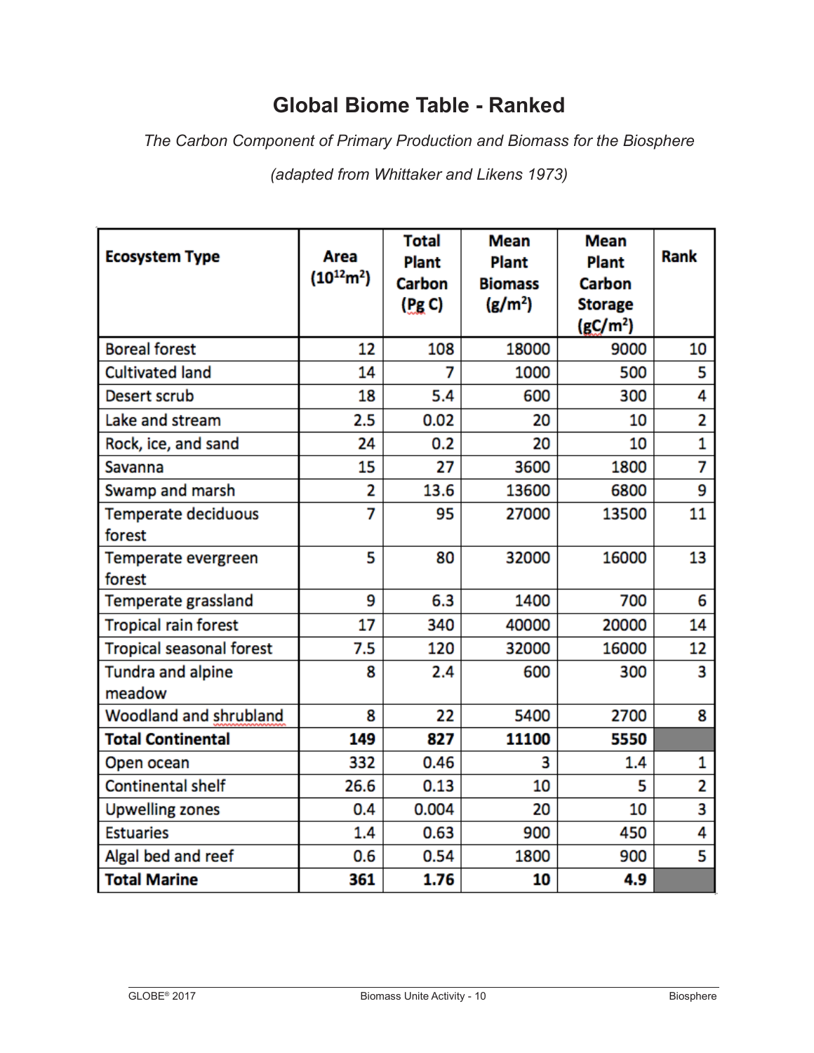# Global Biome Table - Ranked

*The Carbon Component of Primary Production and Biomass for the Biosphere*

*(adapted from Whittaker and Likens 1973)*

| Ecosystem Type | Area ($10^{12}m^2$) | Total Plant Carbon (Pg C) | Mean Plant Biomass ($g/m^2$) | Mean Plant Carbon Storage ($gC/m^2$) | Rank |
|---|---|---|---|---|---|
| Boreal forest | 12 | 108 | 18000 | 9000 | 10 |
| Cultivated land | 14 | 7 | 1000 | 500 | 5 |
| Desert scrub | 18 | 5.4 | 600 | 300 | 4 |
| Lake and stream | 2.5 | 0.02 | 20 | 10 | 2 |
| Rock, ice, and sand | 24 | 0.2 | 20 | 10 | 1 |
| Savanna | 15 | 27 | 3600 | 1800 | 7 |
| Swamp and marsh | 2 | 13.6 | 13600 | 6800 | 9 |
| Temperate deciduous forest | 7 | 95 | 27000 | 13500 | 11 |
| Temperate evergreen forest | 5 | 80 | 32000 | 16000 | 13 |
| Temperate grassland | 9 | 6.3 | 1400 | 700 | 6 |
| Tropical rain forest | 17 | 340 | 40000 | 20000 | 14 |
| Tropical seasonal forest | 7.5 | 120 | 32000 | 16000 | 12 |
| Tundra and alpine meadow | 8 | 2.4 | 600 | 300 | 3 |
| Woodland and shrubland | 8 | 22 | 5400 | 2700 | 8 |
| **Total Continental** | **149** | **827** | **11100** | **5550** | |
| Open ocean | 332 | 0.46 | 3 | 1.4 | 1 |
| Continental shelf | 26.6 | 0.13 | 10 | 5 | 2 |
| Upwelling zones | 0.4 | 0.004 | 20 | 10 | 3 |
| Estuaries | 1.4 | 0.63 | 900 | 450 | 4 |
| Algal bed and reef | 0.6 | 0.54 | 1800 | 900 | 5 |
| **Total Marine** | **361** | **1.76** | **10** | **4.9** | |